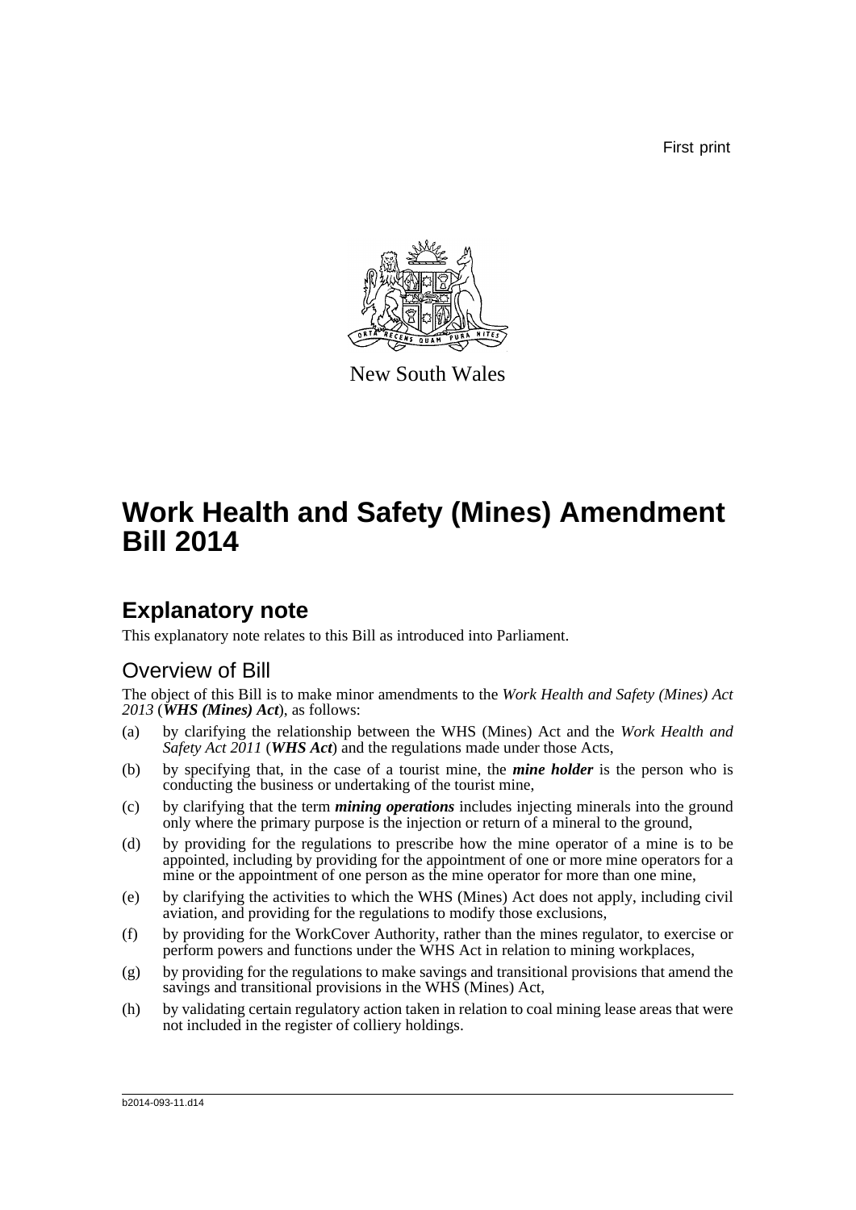First print

New South Wales

# Work Health and Safety (Mines) Amendment Bill 2014

## Explanatory note

This explanatory note relates to this Bill as introduced into Parliament.

### Overview of Bill

The object of this Bill is to make minor amendments to the *Work Health and Safety (Mines) Act 2013* (***WHS (Mines) Act***), as follows:

(a) by clarifying the relationship between the WHS (Mines) Act and the *Work Health and Safety Act 2011* (***WHS Act***) and the regulations made under those Acts,

(b) by specifying that, in the case of a tourist mine, the ***mine holder*** is the person who is conducting the business or undertaking of the tourist mine,

(c) by clarifying that the term ***mining operations*** includes injecting minerals into the ground only where the primary purpose is the injection or return of a mineral to the ground,

(d) by providing for the regulations to prescribe how the mine operator of a mine is to be appointed, including by providing for the appointment of one or more mine operators for a mine or the appointment of one person as the mine operator for more than one mine,

(e) by clarifying the activities to which the WHS (Mines) Act does not apply, including civil aviation, and providing for the regulations to modify those exclusions,

(f) by providing for the WorkCover Authority, rather than the mines regulator, to exercise or perform powers and functions under the WHS Act in relation to mining workplaces,

(g) by providing for the regulations to make savings and transitional provisions that amend the savings and transitional provisions in the WHS (Mines) Act,

(h) by validating certain regulatory action taken in relation to coal mining lease areas that were not included in the register of colliery holdings.

b2014-093-11.d14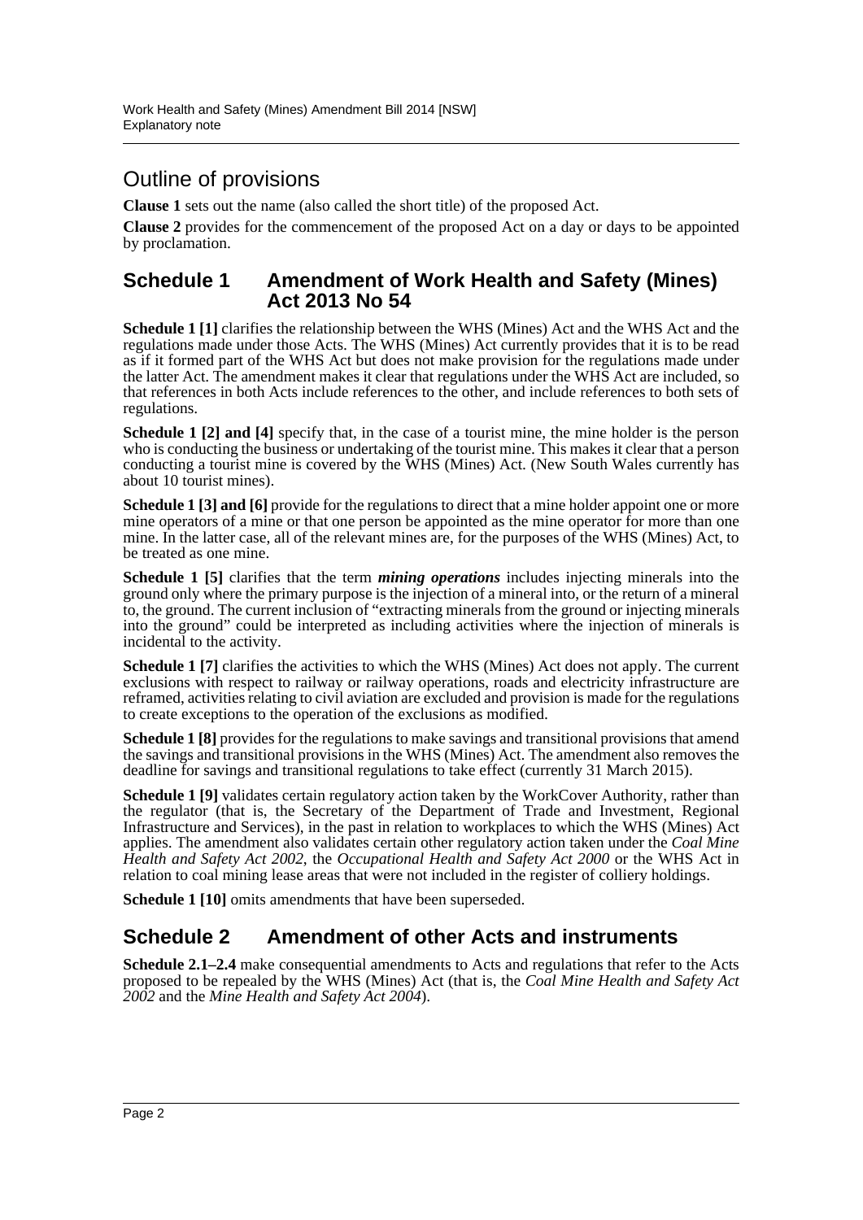## Outline of provisions

**Clause 1** sets out the name (also called the short title) of the proposed Act.

**Clause 2** provides for the commencement of the proposed Act on a day or days to be appointed by proclamation.

## Schedule 1 Amendment of Work Health and Safety (Mines) Act 2013 No 54

**Schedule 1 [1]** clarifies the relationship between the WHS (Mines) Act and the WHS Act and the regulations made under those Acts. The WHS (Mines) Act currently provides that it is to be read as if it formed part of the WHS Act but does not make provision for the regulations made under the latter Act. The amendment makes it clear that regulations under the WHS Act are included, so that references in both Acts include references to the other, and include references to both sets of regulations.

**Schedule 1 [2] and [4]** specify that, in the case of a tourist mine, the mine holder is the person who is conducting the business or undertaking of the tourist mine. This makes it clear that a person conducting a tourist mine is covered by the WHS (Mines) Act. (New South Wales currently has about 10 tourist mines).

**Schedule 1 [3] and [6]** provide for the regulations to direct that a mine holder appoint one or more mine operators of a mine or that one person be appointed as the mine operator for more than one mine. In the latter case, all of the relevant mines are, for the purposes of the WHS (Mines) Act, to be treated as one mine.

**Schedule 1 [5]** clarifies that the term ***mining operations*** includes injecting minerals into the ground only where the primary purpose is the injection of a mineral into, or the return of a mineral to, the ground. The current inclusion of "extracting minerals from the ground or injecting minerals into the ground" could be interpreted as including activities where the injection of minerals is incidental to the activity.

**Schedule 1 [7]** clarifies the activities to which the WHS (Mines) Act does not apply. The current exclusions with respect to railway or railway operations, roads and electricity infrastructure are reframed, activities relating to civil aviation are excluded and provision is made for the regulations to create exceptions to the operation of the exclusions as modified.

**Schedule 1 [8]** provides for the regulations to make savings and transitional provisions that amend the savings and transitional provisions in the WHS (Mines) Act. The amendment also removes the deadline for savings and transitional regulations to take effect (currently 31 March 2015).

**Schedule 1 [9]** validates certain regulatory action taken by the WorkCover Authority, rather than the regulator (that is, the Secretary of the Department of Trade and Investment, Regional Infrastructure and Services), in the past in relation to workplaces to which the WHS (Mines) Act applies. The amendment also validates certain other regulatory action taken under the *Coal Mine Health and Safety Act 2002*, the *Occupational Health and Safety Act 2000* or the WHS Act in relation to coal mining lease areas that were not included in the register of colliery holdings.

**Schedule 1 [10]** omits amendments that have been superseded.

## Schedule 2 Amendment of other Acts and instruments

**Schedule 2.1–2.4** make consequential amendments to Acts and regulations that refer to the Acts proposed to be repealed by the WHS (Mines) Act (that is, the *Coal Mine Health and Safety Act 2002* and the *Mine Health and Safety Act 2004*).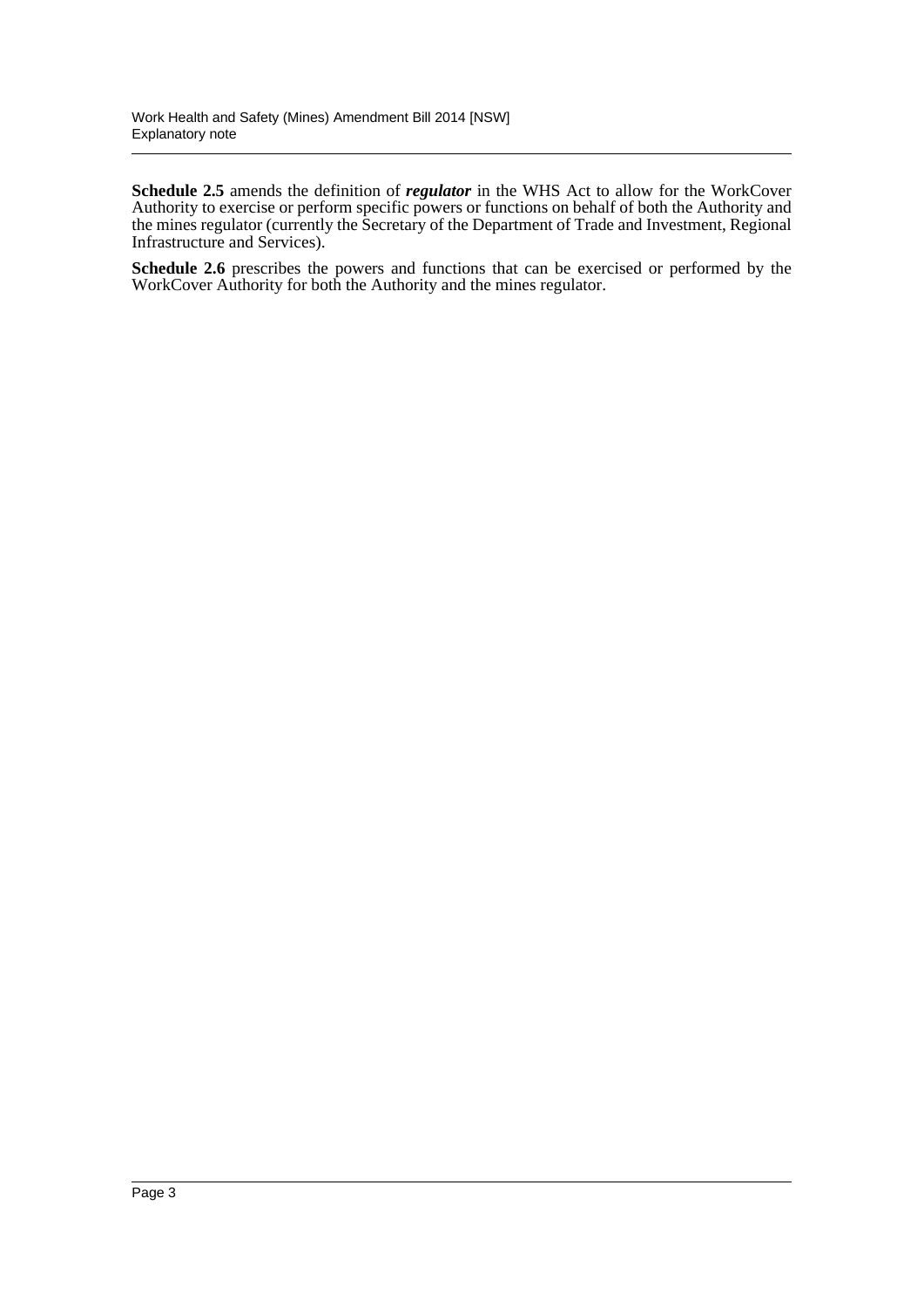**Schedule 2.5** amends the definition of ***regulator*** in the WHS Act to allow for the WorkCover Authority to exercise or perform specific powers or functions on behalf of both the Authority and the mines regulator (currently the Secretary of the Department of Trade and Investment, Regional Infrastructure and Services).

**Schedule 2.6** prescribes the powers and functions that can be exercised or performed by the WorkCover Authority for both the Authority and the mines regulator.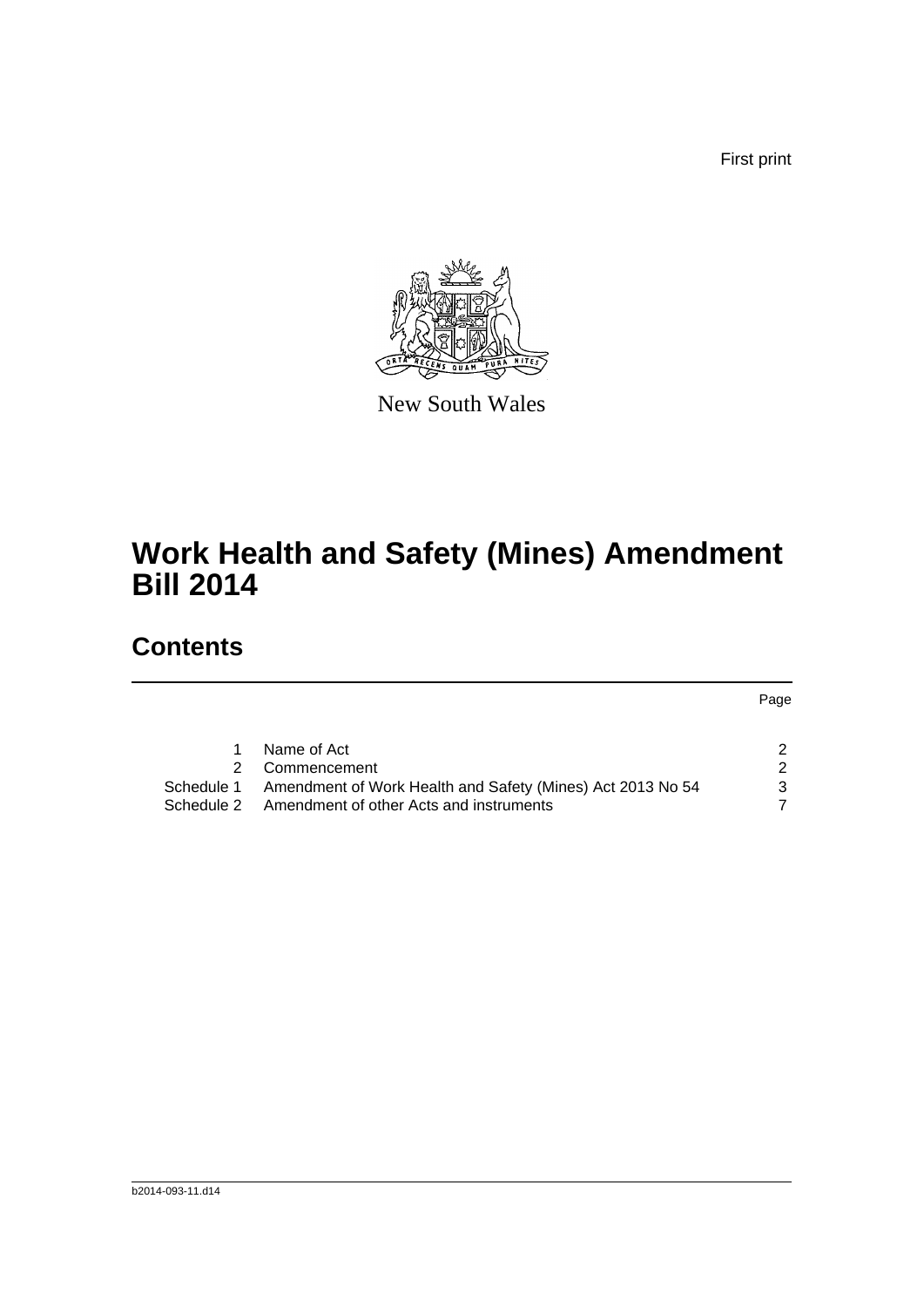First print

New South Wales

# Work Health and Safety (Mines) Amendment Bill 2014

## Contents

| | | Page |
|---|---|---|
| 1 | Name of Act | 2 |
| 2 | Commencement | 2 |
| Schedule 1 | Amendment of Work Health and Safety (Mines) Act 2013 No 54 | 3 |
| Schedule 2 | Amendment of other Acts and instruments | 7 |

b2014-093-11.d14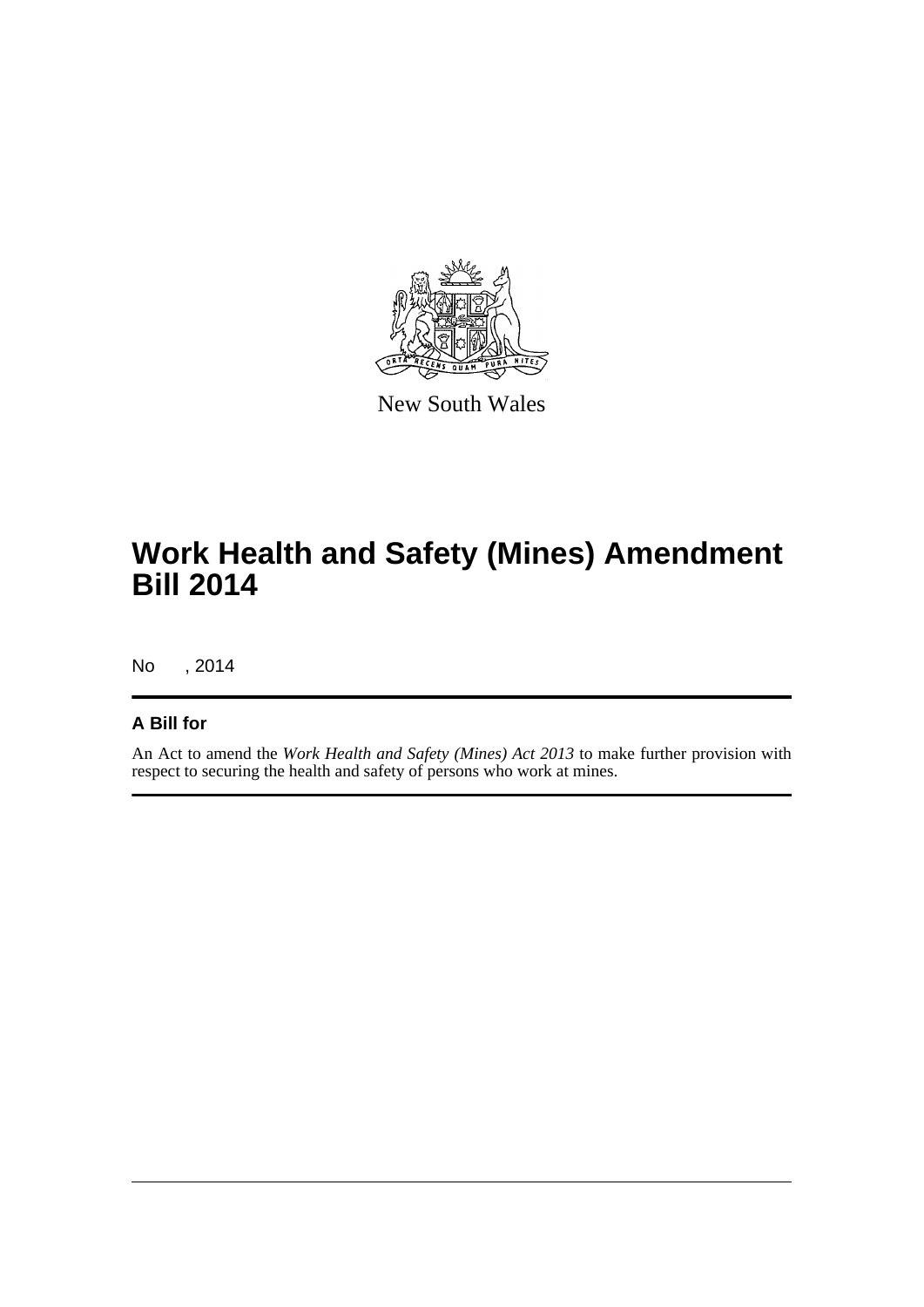New South Wales

# Work Health and Safety (Mines) Amendment Bill 2014

No , 2014

## A Bill for

An Act to amend the *Work Health and Safety (Mines) Act 2013* to make further provision with respect to securing the health and safety of persons who work at mines.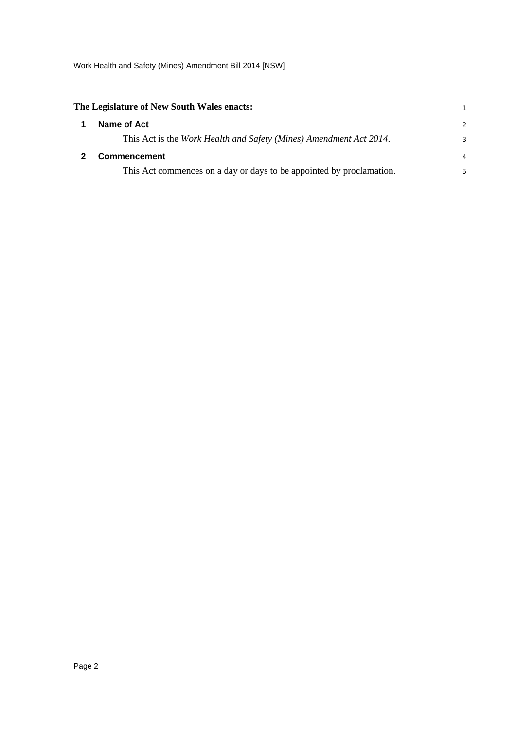**The Legislature of New South Wales enacts:**

## 1 Name of Act

This Act is the *Work Health and Safety (Mines) Amendment Act 2014*.

## 2 Commencement

This Act commences on a day or days to be appointed by proclamation.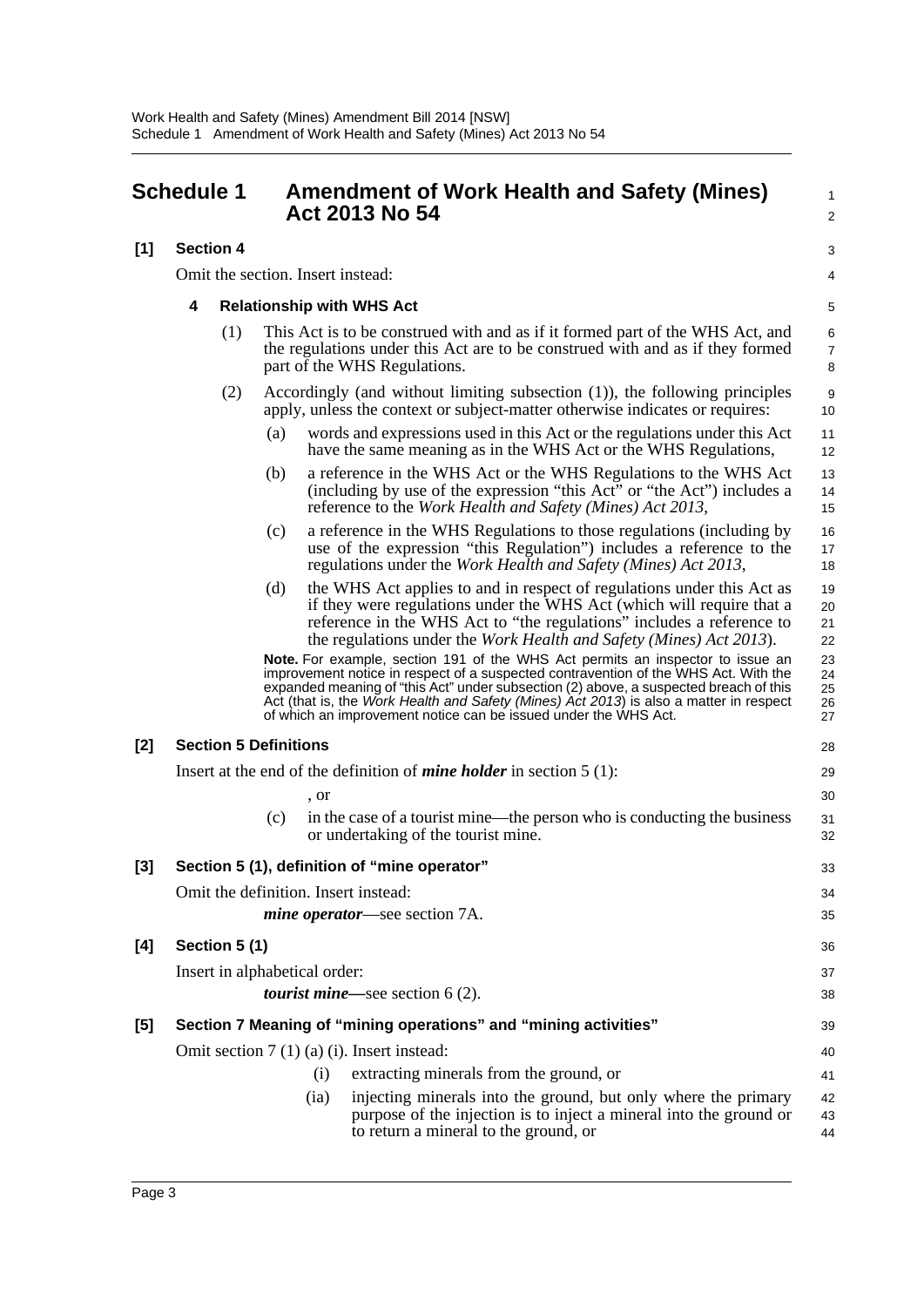## Schedule 1 Amendment of Work Health and Safety (Mines) Act 2013 No 54

**[1] Section 4**

Omit the section. Insert instead:

**4 Relationship with WHS Act**

(1) This Act is to be construed with and as if it formed part of the WHS Act, and the regulations under this Act are to be construed with and as if they formed part of the WHS Regulations.

(2) Accordingly (and without limiting subsection (1)), the following principles apply, unless the context or subject-matter otherwise indicates or requires:

(a) words and expressions used in this Act or the regulations under this Act have the same meaning as in the WHS Act or the WHS Regulations,

(b) a reference in the WHS Act or the WHS Regulations to the WHS Act (including by use of the expression "this Act" or "the Act") includes a reference to the *Work Health and Safety (Mines) Act 2013*,

(c) a reference in the WHS Regulations to those regulations (including by use of the expression "this Regulation") includes a reference to the regulations under the *Work Health and Safety (Mines) Act 2013*,

(d) the WHS Act applies to and in respect of regulations under this Act as if they were regulations under the WHS Act (which will require that a reference in the WHS Act to "the regulations" includes a reference to the regulations under the *Work Health and Safety (Mines) Act 2013*).

**Note.** For example, section 191 of the WHS Act permits an inspector to issue an improvement notice in respect of a suspected contravention of the WHS Act. With the expanded meaning of "this Act" under subsection (2) above, a suspected breach of this Act (that is, the *Work Health and Safety (Mines) Act 2013*) is also a matter in respect of which an improvement notice can be issued under the WHS Act.

**[2] Section 5 Definitions**

Insert at the end of the definition of ***mine holder*** in section 5 (1):

, or

(c) in the case of a tourist mine—the person who is conducting the business or undertaking of the tourist mine.

**[3] Section 5 (1), definition of "mine operator"**

Omit the definition. Insert instead:

***mine operator***—see section 7A.

**[4] Section 5 (1)**

Insert in alphabetical order:

***tourist mine***—see section 6 (2).

**[5] Section 7 Meaning of "mining operations" and "mining activities"**

Omit section 7 (1) (a) (i). Insert instead:

(i) extracting minerals from the ground, or

(ia) injecting minerals into the ground, but only where the primary purpose of the injection is to inject a mineral into the ground or to return a mineral to the ground, or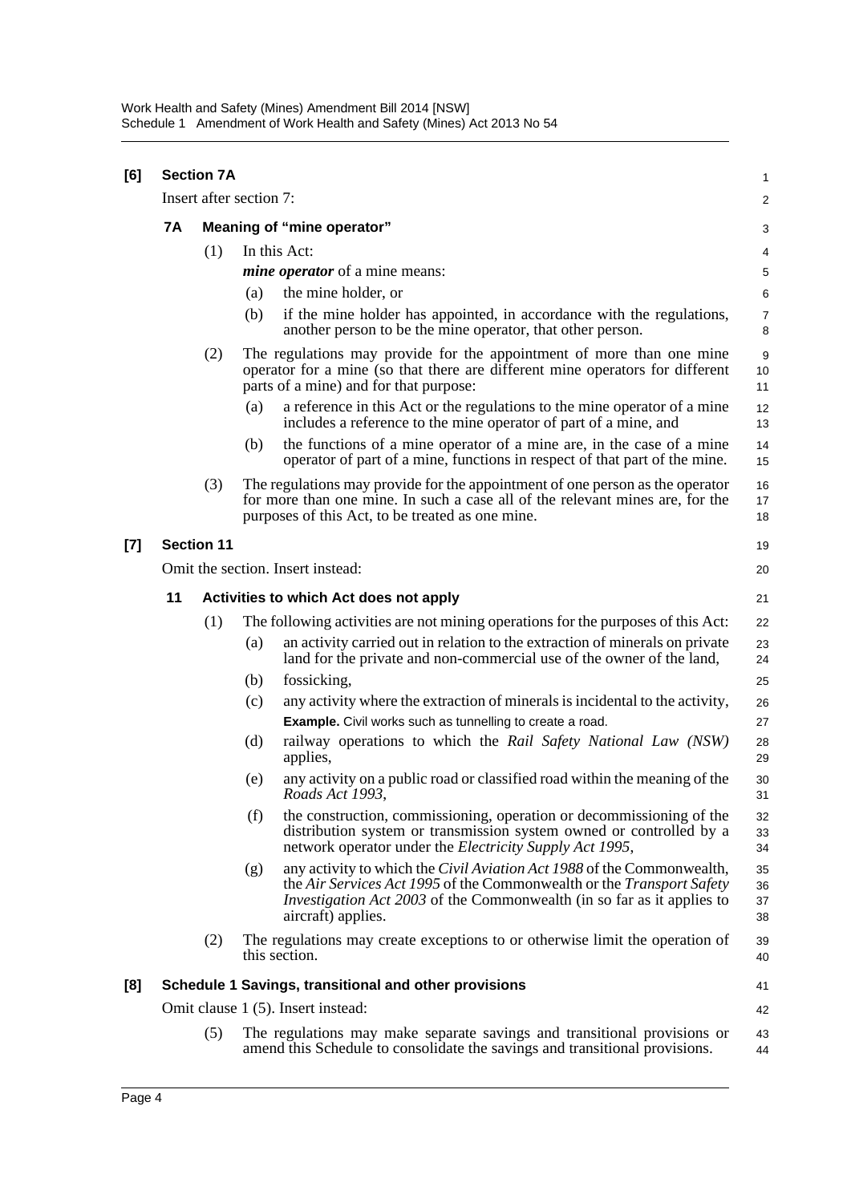**[6] Section 7A**

Insert after section 7:

**7A Meaning of "mine operator"**

(1) In this Act:

***mine operator*** of a mine means:

(a) the mine holder, or

(b) if the mine holder has appointed, in accordance with the regulations, another person to be the mine operator, that other person.

(2) The regulations may provide for the appointment of more than one mine operator for a mine (so that there are different mine operators for different parts of a mine) and for that purpose:

(a) a reference in this Act or the regulations to the mine operator of a mine includes a reference to the mine operator of part of a mine, and

(b) the functions of a mine operator of a mine are, in the case of a mine operator of part of a mine, functions in respect of that part of the mine.

(3) The regulations may provide for the appointment of one person as the operator for more than one mine. In such a case all of the relevant mines are, for the purposes of this Act, to be treated as one mine.

**[7] Section 11**

Omit the section. Insert instead:

**11 Activities to which Act does not apply**

(1) The following activities are not mining operations for the purposes of this Act:

(a) an activity carried out in relation to the extraction of minerals on private land for the private and non-commercial use of the owner of the land,

(b) fossicking,

(c) any activity where the extraction of minerals is incidental to the activity,

**Example.** Civil works such as tunnelling to create a road.

(d) railway operations to which the *Rail Safety National Law (NSW)* applies,

(e) any activity on a public road or classified road within the meaning of the *Roads Act 1993*,

(f) the construction, commissioning, operation or decommissioning of the distribution system or transmission system owned or controlled by a network operator under the *Electricity Supply Act 1995*,

(g) any activity to which the *Civil Aviation Act 1988* of the Commonwealth, the *Air Services Act 1995* of the Commonwealth or the *Transport Safety Investigation Act 2003* of the Commonwealth (in so far as it applies to aircraft) applies.

(2) The regulations may create exceptions to or otherwise limit the operation of this section.

**[8] Schedule 1 Savings, transitional and other provisions**

Omit clause 1 (5). Insert instead:

(5) The regulations may make separate savings and transitional provisions or amend this Schedule to consolidate the savings and transitional provisions.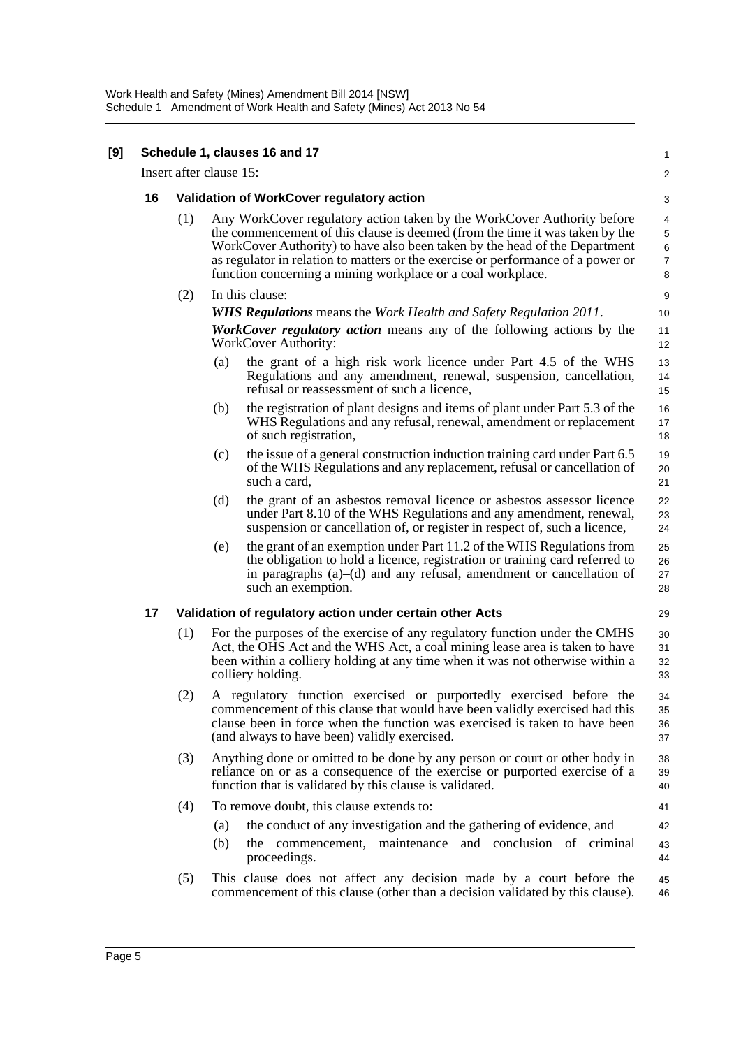**[9] Schedule 1, clauses 16 and 17**

Insert after clause 15:

**16 Validation of WorkCover regulatory action**

(1) Any WorkCover regulatory action taken by the WorkCover Authority before the commencement of this clause is deemed (from the time it was taken by the WorkCover Authority) to have also been taken by the head of the Department as regulator in relation to matters or the exercise or performance of a power or function concerning a mining workplace or a coal workplace.

(2) In this clause:

***WHS Regulations*** means the *Work Health and Safety Regulation 2011*.

***WorkCover regulatory action*** means any of the following actions by the WorkCover Authority:

(a) the grant of a high risk work licence under Part 4.5 of the WHS Regulations and any amendment, renewal, suspension, cancellation, refusal or reassessment of such a licence,

(b) the registration of plant designs and items of plant under Part 5.3 of the WHS Regulations and any refusal, renewal, amendment or replacement of such registration,

(c) the issue of a general construction induction training card under Part 6.5 of the WHS Regulations and any replacement, refusal or cancellation of such a card,

(d) the grant of an asbestos removal licence or asbestos assessor licence under Part 8.10 of the WHS Regulations and any amendment, renewal, suspension or cancellation of, or register in respect of, such a licence,

(e) the grant of an exemption under Part 11.2 of the WHS Regulations from the obligation to hold a licence, registration or training card referred to in paragraphs (a)–(d) and any refusal, amendment or cancellation of such an exemption.

**17 Validation of regulatory action under certain other Acts**

(1) For the purposes of the exercise of any regulatory function under the CMHS Act, the OHS Act and the WHS Act, a coal mining lease area is taken to have been within a colliery holding at any time when it was not otherwise within a colliery holding.

(2) A regulatory function exercised or purportedly exercised before the commencement of this clause that would have been validly exercised had this clause been in force when the function was exercised is taken to have been (and always to have been) validly exercised.

(3) Anything done or omitted to be done by any person or court or other body in reliance on or as a consequence of the exercise or purported exercise of a function that is validated by this clause is validated.

(4) To remove doubt, this clause extends to:

(a) the conduct of any investigation and the gathering of evidence, and

(b) the commencement, maintenance and conclusion of criminal proceedings.

(5) This clause does not affect any decision made by a court before the commencement of this clause (other than a decision validated by this clause).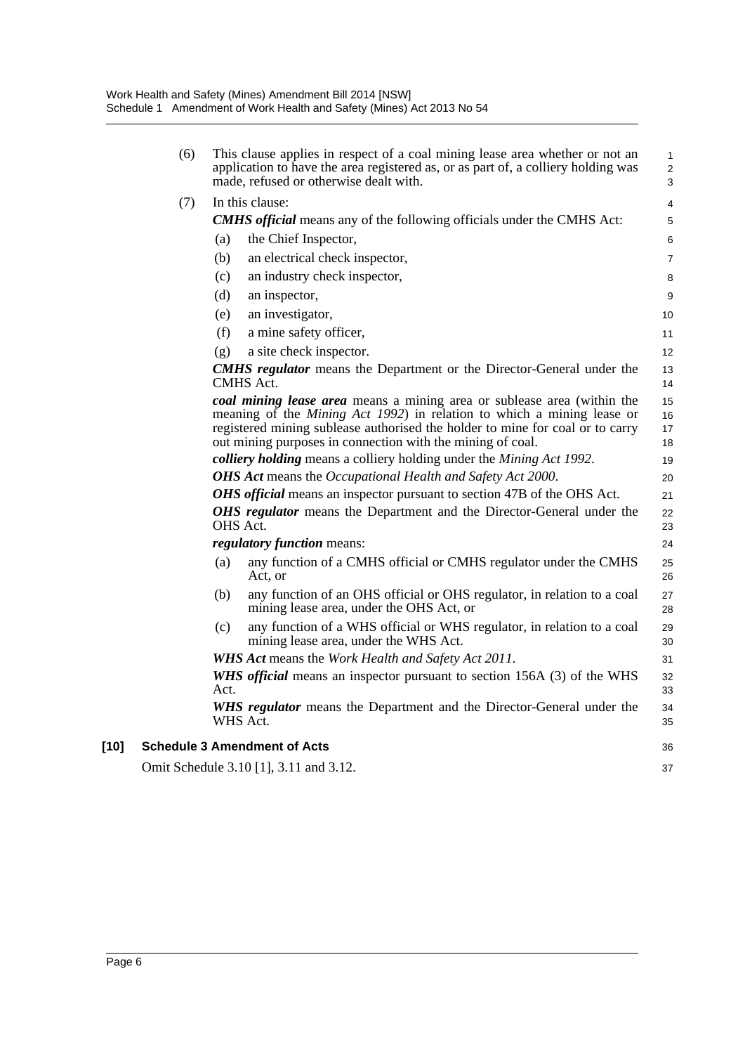(6) This clause applies in respect of a coal mining lease area whether or not an application to have the area registered as, or as part of, a colliery holding was made, refused or otherwise dealt with.

(7) In this clause:

***CMHS official*** means any of the following officials under the CMHS Act:

(a) the Chief Inspector,

(b) an electrical check inspector,

(c) an industry check inspector,

(d) an inspector,

(e) an investigator,

(f) a mine safety officer,

(g) a site check inspector.

***CMHS regulator*** means the Department or the Director-General under the CMHS Act.

***coal mining lease area*** means a mining area or sublease area (within the meaning of the *Mining Act 1992*) in relation to which a mining lease or registered mining sublease authorised the holder to mine for coal or to carry out mining purposes in connection with the mining of coal.

***colliery holding*** means a colliery holding under the *Mining Act 1992*.

***OHS Act*** means the *Occupational Health and Safety Act 2000*.

***OHS official*** means an inspector pursuant to section 47B of the OHS Act.

***OHS regulator*** means the Department and the Director-General under the OHS Act.

***regulatory function*** means:

(a) any function of a CMHS official or CMHS regulator under the CMHS Act, or

(b) any function of an OHS official or OHS regulator, in relation to a coal mining lease area, under the OHS Act, or

(c) any function of a WHS official or WHS regulator, in relation to a coal mining lease area, under the WHS Act.

***WHS Act*** means the *Work Health and Safety Act 2011*.

***WHS official*** means an inspector pursuant to section 156A (3) of the WHS Act.

***WHS regulator*** means the Department and the Director-General under the WHS Act.

**[10] Schedule 3 Amendment of Acts**

Omit Schedule 3.10 [1], 3.11 and 3.12.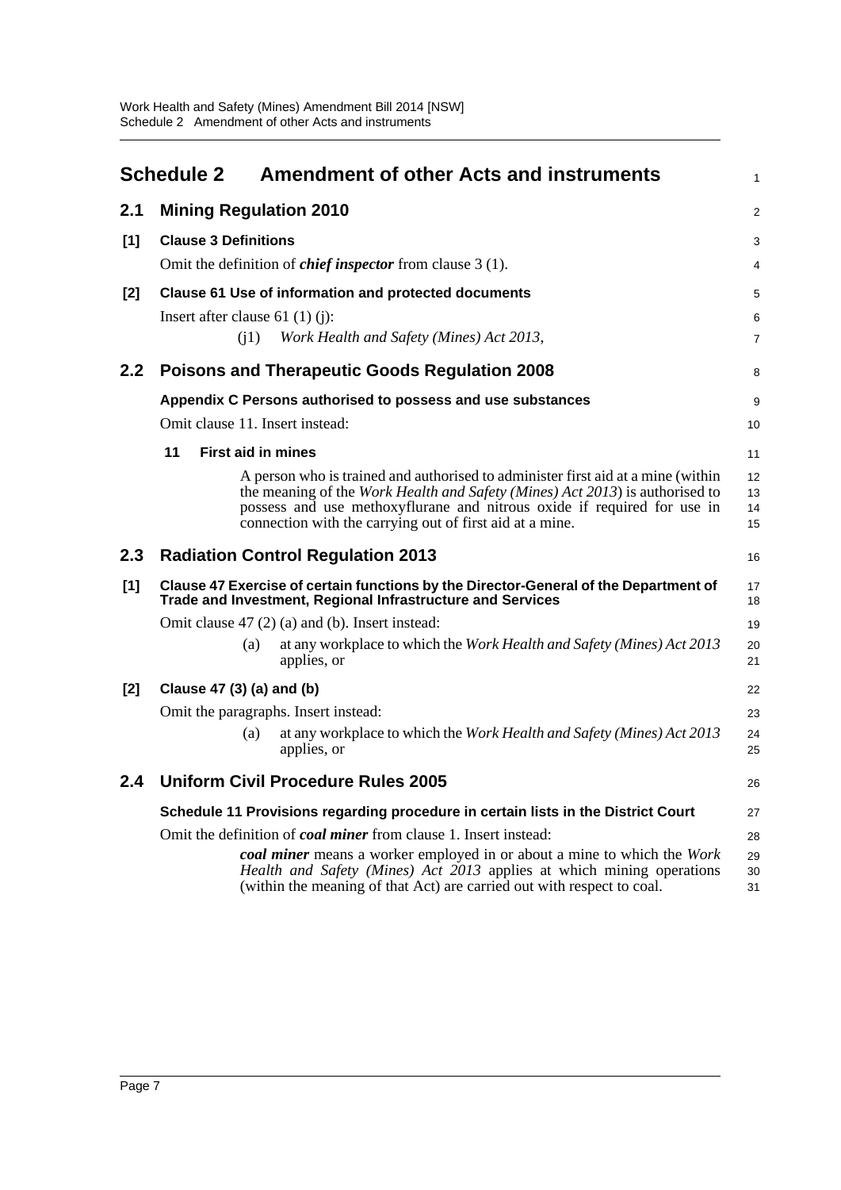# Schedule 2 Amendment of other Acts and instruments

## 2.1 Mining Regulation 2010

### [1] Clause 3 Definitions

Omit the definition of ***chief inspector*** from clause 3 (1).

### [2] Clause 61 Use of information and protected documents

Insert after clause 61 (1) (j):

(j1) *Work Health and Safety (Mines) Act 2013*,

## 2.2 Poisons and Therapeutic Goods Regulation 2008

### Appendix C Persons authorised to possess and use substances

Omit clause 11. Insert instead:

**11 First aid in mines**

A person who is trained and authorised to administer first aid at a mine (within the meaning of the *Work Health and Safety (Mines) Act 2013*) is authorised to possess and use methoxyflurane and nitrous oxide if required for use in connection with the carrying out of first aid at a mine.

## 2.3 Radiation Control Regulation 2013

### [1] Clause 47 Exercise of certain functions by the Director-General of the Department of Trade and Investment, Regional Infrastructure and Services

Omit clause 47 (2) (a) and (b). Insert instead:

(a) at any workplace to which the *Work Health and Safety (Mines) Act 2013* applies, or

### [2] Clause 47 (3) (a) and (b)

Omit the paragraphs. Insert instead:

(a) at any workplace to which the *Work Health and Safety (Mines) Act 2013* applies, or

## 2.4 Uniform Civil Procedure Rules 2005

### Schedule 11 Provisions regarding procedure in certain lists in the District Court

Omit the definition of ***coal miner*** from clause 1. Insert instead:

***coal miner*** means a worker employed in or about a mine to which the *Work Health and Safety (Mines) Act 2013* applies at which mining operations (within the meaning of that Act) are carried out with respect to coal.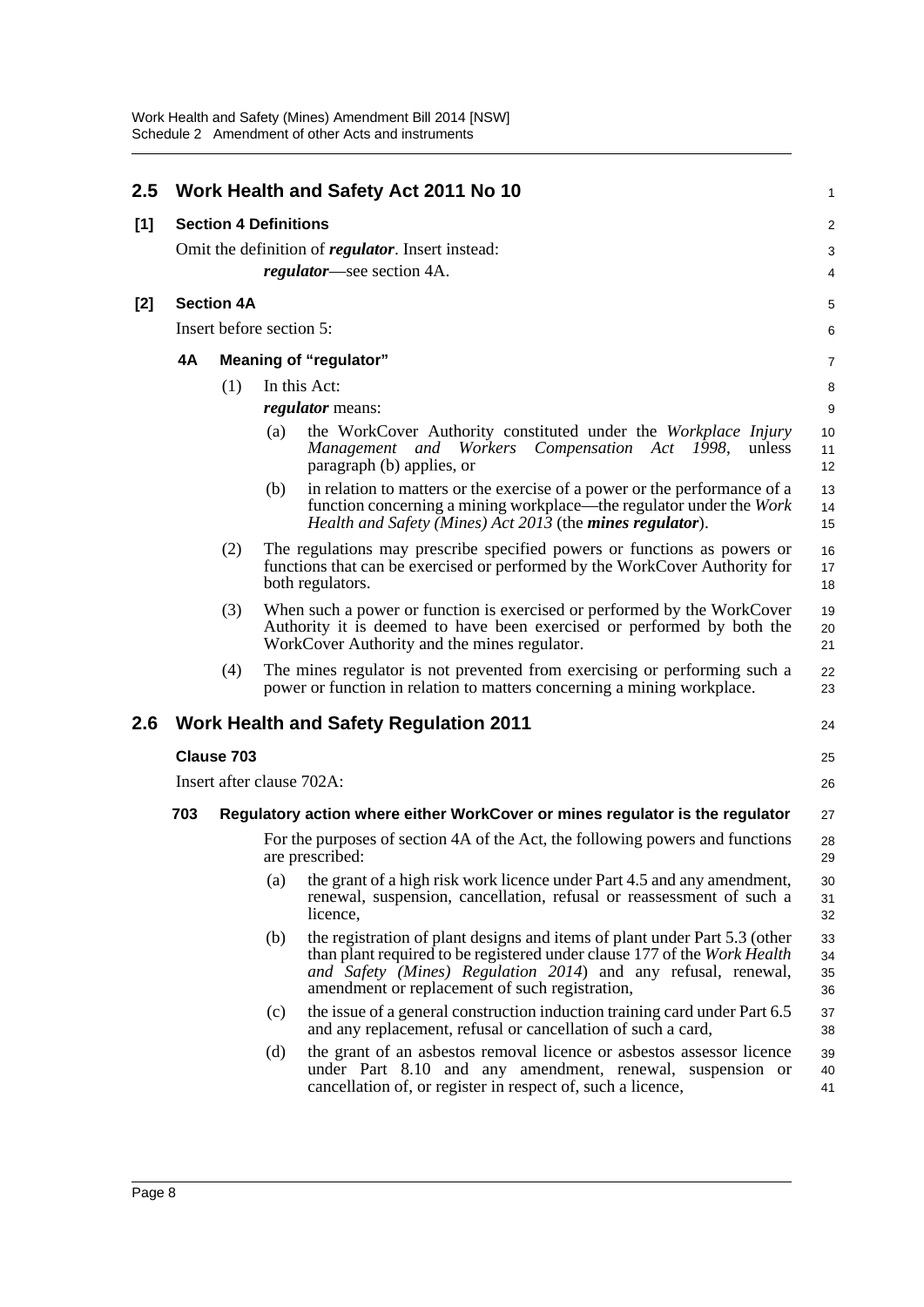## 2.5 Work Health and Safety Act 2011 No 10

**[1] Section 4 Definitions**

Omit the definition of ***regulator***. Insert instead:

***regulator***—see section 4A.

**[2] Section 4A**

Insert before section 5:

### 4A Meaning of "regulator"

(1) In this Act:

***regulator*** means:

(a) the WorkCover Authority constituted under the *Workplace Injury Management and Workers Compensation Act 1998*, unless paragraph (b) applies, or

(b) in relation to matters or the exercise of a power or the performance of a function concerning a mining workplace—the regulator under the *Work Health and Safety (Mines) Act 2013* (the ***mines regulator***).

(2) The regulations may prescribe specified powers or functions as powers or functions that can be exercised or performed by the WorkCover Authority for both regulators.

(3) When such a power or function is exercised or performed by the WorkCover Authority it is deemed to have been exercised or performed by both the WorkCover Authority and the mines regulator.

(4) The mines regulator is not prevented from exercising or performing such a power or function in relation to matters concerning a mining workplace.

## 2.6 Work Health and Safety Regulation 2011

**Clause 703**

Insert after clause 702A:

### 703 Regulatory action where either WorkCover or mines regulator is the regulator

For the purposes of section 4A of the Act, the following powers and functions are prescribed:

(a) the grant of a high risk work licence under Part 4.5 and any amendment, renewal, suspension, cancellation, refusal or reassessment of such a licence,

(b) the registration of plant designs and items of plant under Part 5.3 (other than plant required to be registered under clause 177 of the *Work Health and Safety (Mines) Regulation 2014*) and any refusal, renewal, amendment or replacement of such registration,

(c) the issue of a general construction induction training card under Part 6.5 and any replacement, refusal or cancellation of such a card,

(d) the grant of an asbestos removal licence or asbestos assessor licence under Part 8.10 and any amendment, renewal, suspension or cancellation of, or register in respect of, such a licence,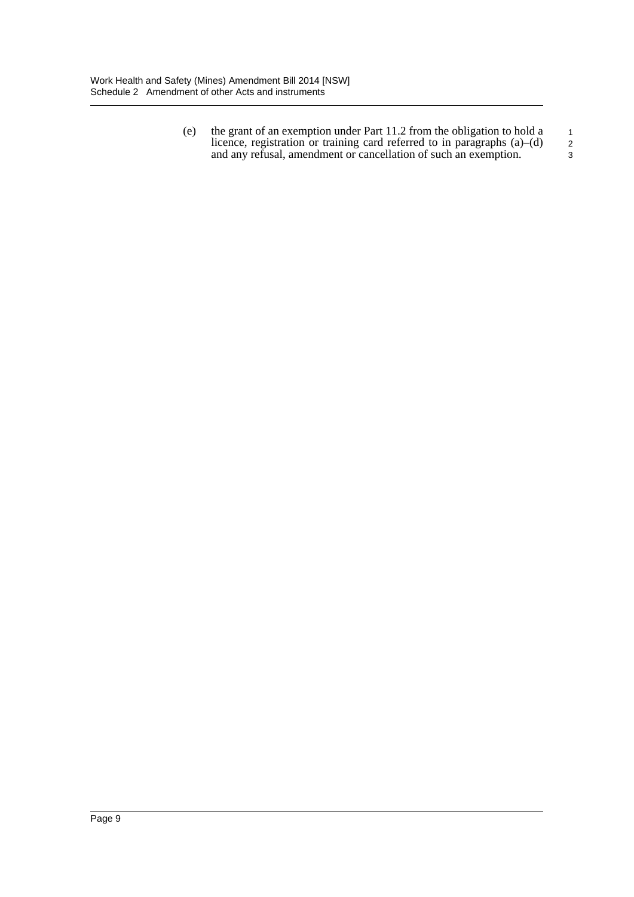(e) the grant of an exemption under Part 11.2 from the obligation to hold a licence, registration or training card referred to in paragraphs (a)–(d) and any refusal, amendment or cancellation of such an exemption.